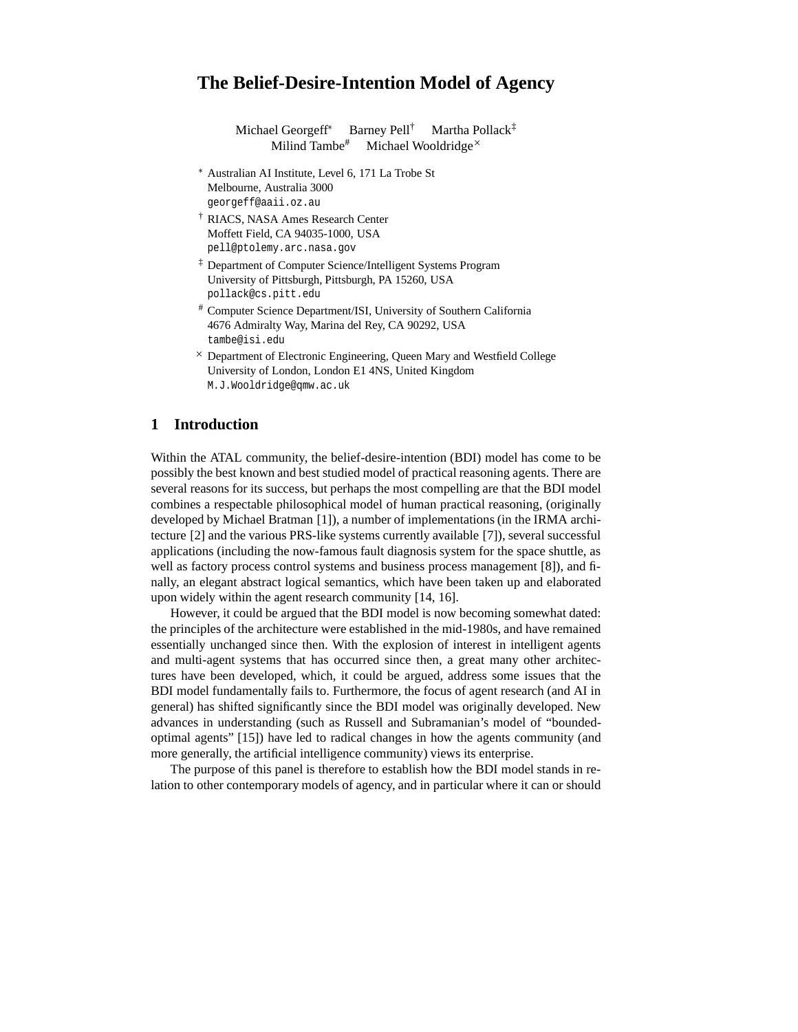# The Belief-Desire-Intention Model of Agency

Michael Georgeff[*] Barney Pell[†] Martha Pollack[‡]
Milind Tambe[#] Michael Wooldridge[×]

[*] Australian AI Institute, Level 6, 171 La Trobe St
Melbourne, Australia 3000
georgeff@aaii.oz.au

[†] RIACS, NASA Ames Research Center
Moffett Field, CA 94035-1000, USA
pell@ptolemy.arc.nasa.gov

[‡] Department of Computer Science/Intelligent Systems Program
University of Pittsburgh, Pittsburgh, PA 15260, USA
pollack@cs.pitt.edu

[#] Computer Science Department/ISI, University of Southern California
4676 Admiralty Way, Marina del Rey, CA 90292, USA
tambe@isi.edu

[×] Department of Electronic Engineering, Queen Mary and Westfield College
University of London, London E1 4NS, United Kingdom
M.J.Wooldridge@qmw.ac.uk

## 1 Introduction

Within the ATAL community, the belief-desire-intention (BDI) model has come to be possibly the best known and best studied model of practical reasoning agents. There are several reasons for its success, but perhaps the most compelling are that the BDI model combines a respectable philosophical model of human practical reasoning, (originally developed by Michael Bratman [1]), a number of implementations (in the IRMA architecture [2] and the various PRS-like systems currently available [7]), several successful applications (including the now-famous fault diagnosis system for the space shuttle, as well as factory process control systems and business process management [8]), and finally, an elegant abstract logical semantics, which have been taken up and elaborated upon widely within the agent research community [14, 16].

However, it could be argued that the BDI model is now becoming somewhat dated: the principles of the architecture were established in the mid-1980s, and have remained essentially unchanged since then. With the explosion of interest in intelligent agents and multi-agent systems that has occurred since then, a great many other architectures have been developed, which, it could be argued, address some issues that the BDI model fundamentally fails to. Furthermore, the focus of agent research (and AI in general) has shifted significantly since the BDI model was originally developed. New advances in understanding (such as Russell and Subramanian's model of "bounded-optimal agents" [15]) have led to radical changes in how the agents community (and more generally, the artificial intelligence community) views its enterprise.

The purpose of this panel is therefore to establish how the BDI model stands in relation to other contemporary models of agency, and in particular where it can or should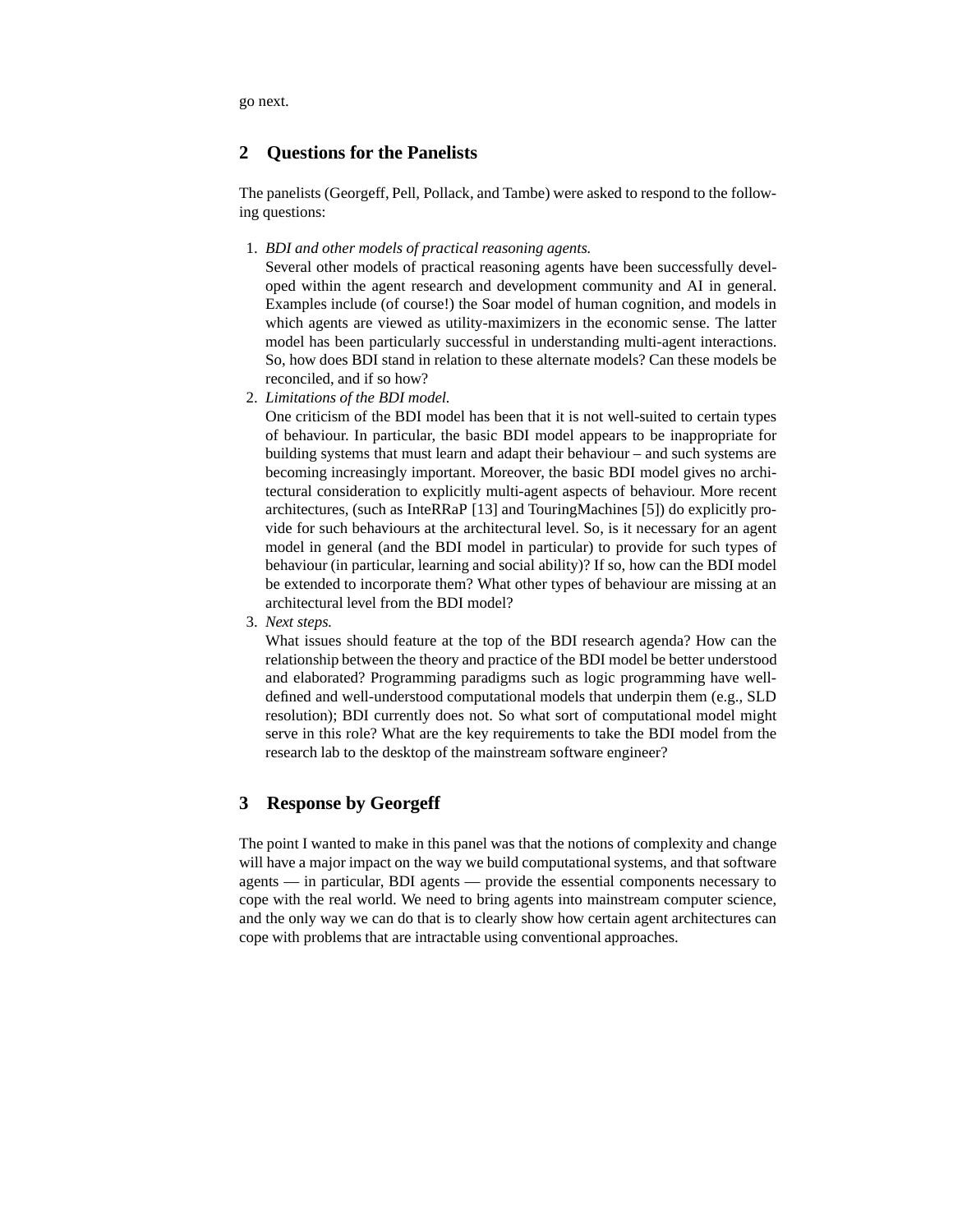go next.

## 2 Questions for the Panelists

The panelists (Georgeff, Pell, Pollack, and Tambe) were asked to respond to the following questions:

1. *BDI and other models of practical reasoning agents.*
   Several other models of practical reasoning agents have been successfully developed within the agent research and development community and AI in general. Examples include (of course!) the Soar model of human cognition, and models in which agents are viewed as utility-maximizers in the economic sense. The latter model has been particularly successful in understanding multi-agent interactions. So, how does BDI stand in relation to these alternate models? Can these models be reconciled, and if so how?
2. *Limitations of the BDI model.*
   One criticism of the BDI model has been that it is not well-suited to certain types of behaviour. In particular, the basic BDI model appears to be inappropriate for building systems that must learn and adapt their behaviour – and such systems are becoming increasingly important. Moreover, the basic BDI model gives no architectural consideration to explicitly multi-agent aspects of behaviour. More recent architectures, (such as InteRRaP [13] and TouringMachines [5]) do explicitly provide for such behaviours at the architectural level. So, is it necessary for an agent model in general (and the BDI model in particular) to provide for such types of behaviour (in particular, learning and social ability)? If so, how can the BDI model be extended to incorporate them? What other types of behaviour are missing at an architectural level from the BDI model?
3. *Next steps.*
   What issues should feature at the top of the BDI research agenda? How can the relationship between the theory and practice of the BDI model be better understood and elaborated? Programming paradigms such as logic programming have well-defined and well-understood computational models that underpin them (e.g., SLD resolution); BDI currently does not. So what sort of computational model might serve in this role? What are the key requirements to take the BDI model from the research lab to the desktop of the mainstream software engineer?

## 3 Response by Georgeff

The point I wanted to make in this panel was that the notions of complexity and change will have a major impact on the way we build computational systems, and that software agents — in particular, BDI agents — provide the essential components necessary to cope with the real world. We need to bring agents into mainstream computer science, and the only way we can do that is to clearly show how certain agent architectures can cope with problems that are intractable using conventional approaches.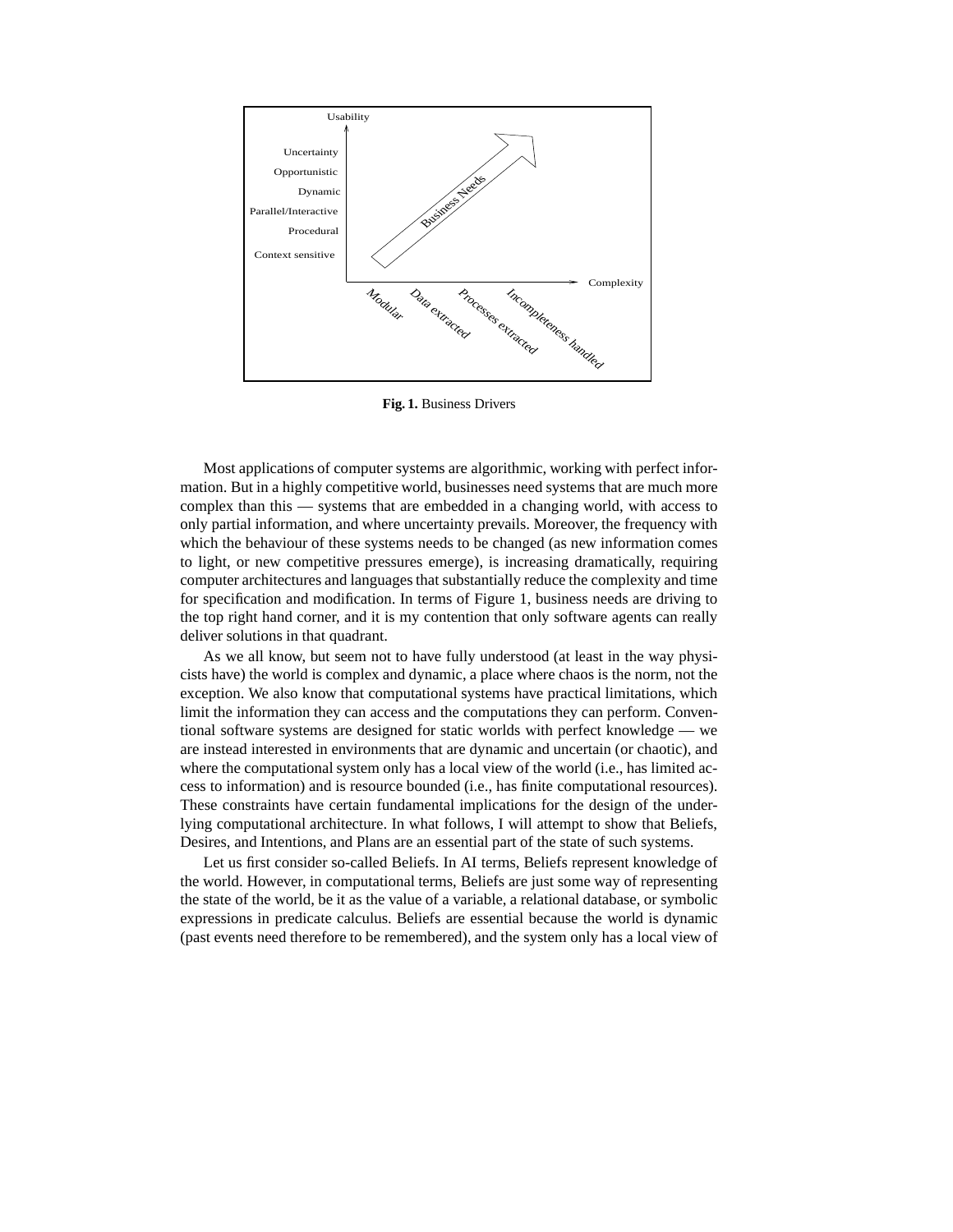Usability

Uncertainty

Opportunistic

Dynamic

Parallel/Interactive

Procedural

Context sensitive

Business Needs

Complexity

Modular

Data extracted

Processes extracted

Incompleteness handled

**Fig. 1.** Business Drivers

Most applications of computer systems are algorithmic, working with perfect information. But in a highly competitive world, businesses need systems that are much more complex than this — systems that are embedded in a changing world, with access to only partial information, and where uncertainty prevails. Moreover, the frequency with which the behaviour of these systems needs to be changed (as new information comes to light, or new competitive pressures emerge), is increasing dramatically, requiring computer architectures and languages that substantially reduce the complexity and time for specification and modification. In terms of Figure 1, business needs are driving to the top right hand corner, and it is my contention that only software agents can really deliver solutions in that quadrant.

As we all know, but seem not to have fully understood (at least in the way physicists have) the world is complex and dynamic, a place where chaos is the norm, not the exception. We also know that computational systems have practical limitations, which limit the information they can access and the computations they can perform. Conventional software systems are designed for static worlds with perfect knowledge — we are instead interested in environments that are dynamic and uncertain (or chaotic), and where the computational system only has a local view of the world (i.e., has limited access to information) and is resource bounded (i.e., has finite computational resources). These constraints have certain fundamental implications for the design of the underlying computational architecture. In what follows, I will attempt to show that Beliefs, Desires, and Intentions, and Plans are an essential part of the state of such systems.

Let us first consider so-called Beliefs. In AI terms, Beliefs represent knowledge of the world. However, in computational terms, Beliefs are just some way of representing the state of the world, be it as the value of a variable, a relational database, or symbolic expressions in predicate calculus. Beliefs are essential because the world is dynamic (past events need therefore to be remembered), and the system only has a local view of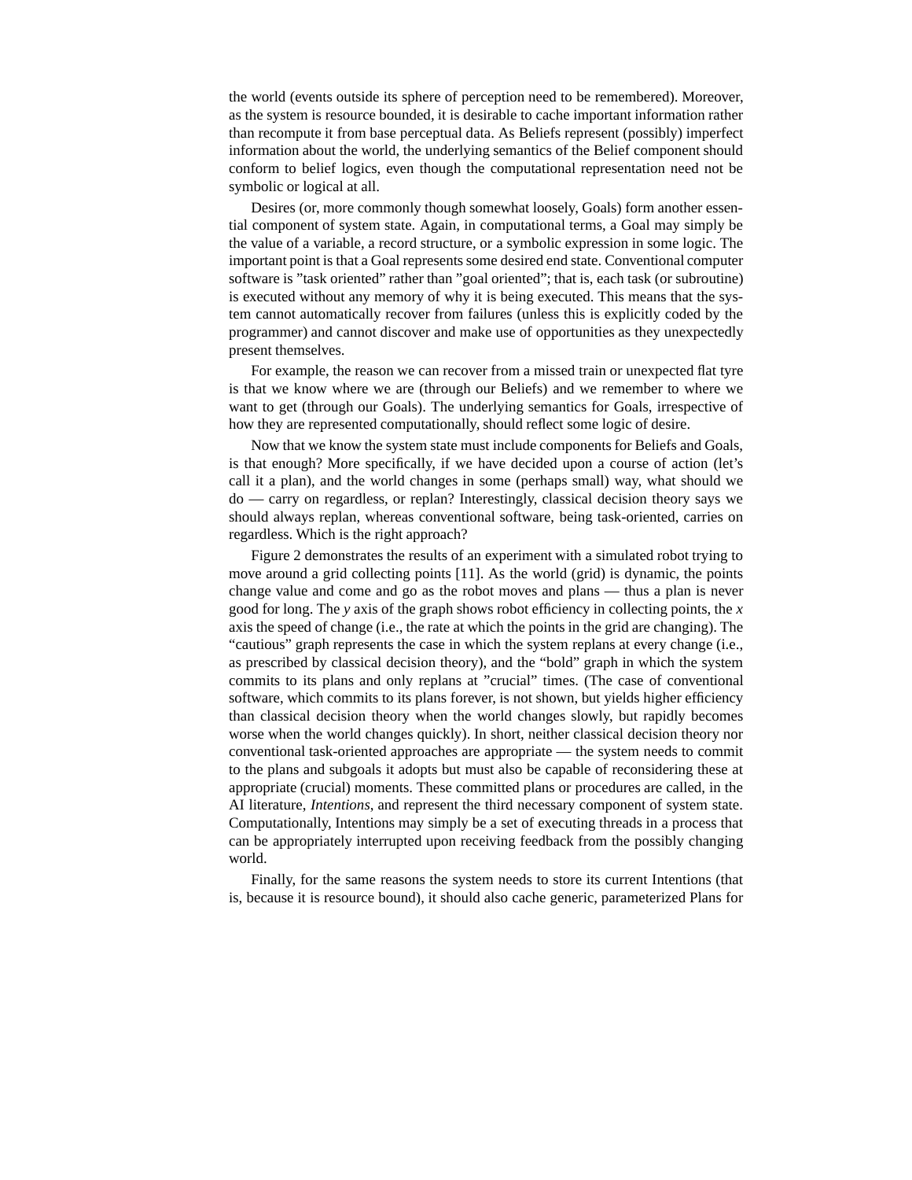the world (events outside its sphere of perception need to be remembered). Moreover, as the system is resource bounded, it is desirable to cache important information rather than recompute it from base perceptual data. As Beliefs represent (possibly) imperfect information about the world, the underlying semantics of the Belief component should conform to belief logics, even though the computational representation need not be symbolic or logical at all.

Desires (or, more commonly though somewhat loosely, Goals) form another essential component of system state. Again, in computational terms, a Goal may simply be the value of a variable, a record structure, or a symbolic expression in some logic. The important point is that a Goal represents some desired end state. Conventional computer software is ”task oriented” rather than ”goal oriented”; that is, each task (or subroutine) is executed without any memory of why it is being executed. This means that the system cannot automatically recover from failures (unless this is explicitly coded by the programmer) and cannot discover and make use of opportunities as they unexpectedly present themselves.

For example, the reason we can recover from a missed train or unexpected flat tyre is that we know where we are (through our Beliefs) and we remember to where we want to get (through our Goals). The underlying semantics for Goals, irrespective of how they are represented computationally, should reflect some logic of desire.

Now that we know the system state must include components for Beliefs and Goals, is that enough? More specifically, if we have decided upon a course of action (let's call it a plan), and the world changes in some (perhaps small) way, what should we do — carry on regardless, or replan? Interestingly, classical decision theory says we should always replan, whereas conventional software, being task-oriented, carries on regardless. Which is the right approach?

Figure 2 demonstrates the results of an experiment with a simulated robot trying to move around a grid collecting points [11]. As the world (grid) is dynamic, the points change value and come and go as the robot moves and plans — thus a plan is never good for long. The *y* axis of the graph shows robot efficiency in collecting points, the *x* axis the speed of change (i.e., the rate at which the points in the grid are changing). The “cautious” graph represents the case in which the system replans at every change (i.e., as prescribed by classical decision theory), and the “bold” graph in which the system commits to its plans and only replans at ”crucial” times. (The case of conventional software, which commits to its plans forever, is not shown, but yields higher efficiency than classical decision theory when the world changes slowly, but rapidly becomes worse when the world changes quickly). In short, neither classical decision theory nor conventional task-oriented approaches are appropriate — the system needs to commit to the plans and subgoals it adopts but must also be capable of reconsidering these at appropriate (crucial) moments. These committed plans or procedures are called, in the AI literature, *Intentions*, and represent the third necessary component of system state. Computationally, Intentions may simply be a set of executing threads in a process that can be appropriately interrupted upon receiving feedback from the possibly changing world.

Finally, for the same reasons the system needs to store its current Intentions (that is, because it is resource bound), it should also cache generic, parameterized Plans for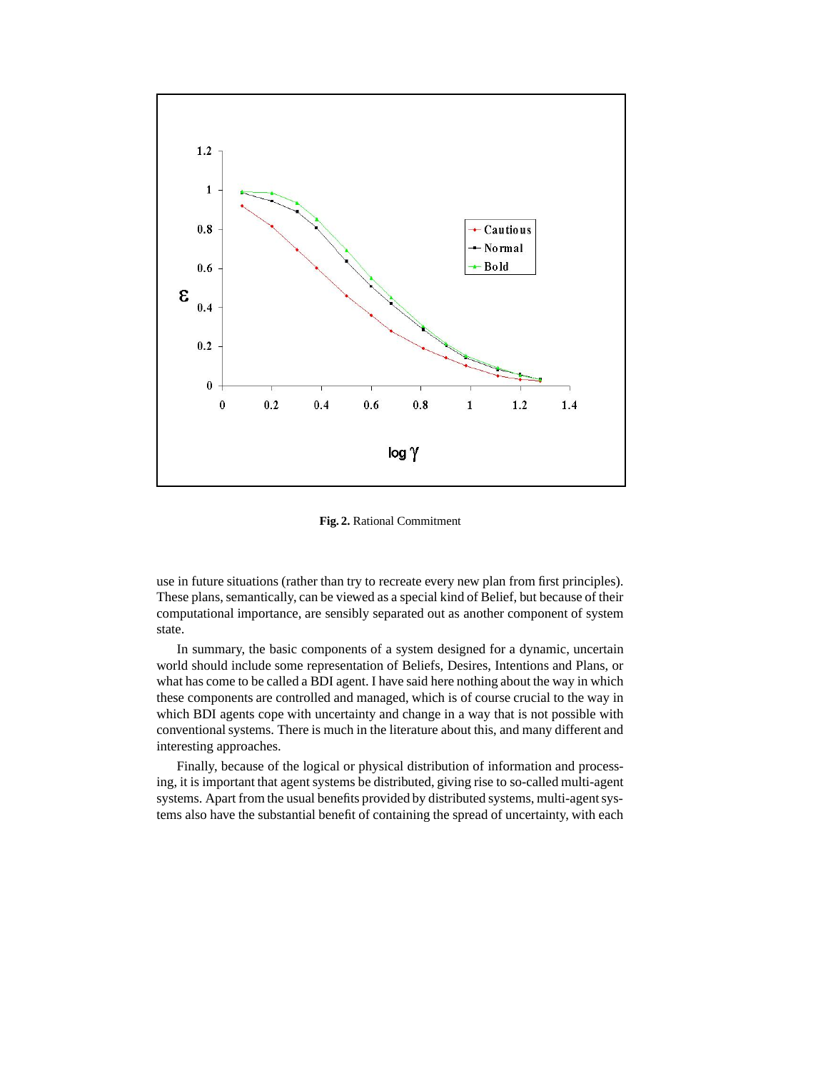**Fig. 2.** Rational Commitment

use in future situations (rather than try to recreate every new plan from first principles). These plans, semantically, can be viewed as a special kind of Belief, but because of their computational importance, are sensibly separated out as another component of system state.

In summary, the basic components of a system designed for a dynamic, uncertain world should include some representation of Beliefs, Desires, Intentions and Plans, or what has come to be called a BDI agent. I have said here nothing about the way in which these components are controlled and managed, which is of course crucial to the way in which BDI agents cope with uncertainty and change in a way that is not possible with conventional systems. There is much in the literature about this, and many different and interesting approaches.

Finally, because of the logical or physical distribution of information and processing, it is important that agent systems be distributed, giving rise to so-called multi-agent systems. Apart from the usual benefits provided by distributed systems, multi-agent systems also have the substantial benefit of containing the spread of uncertainty, with each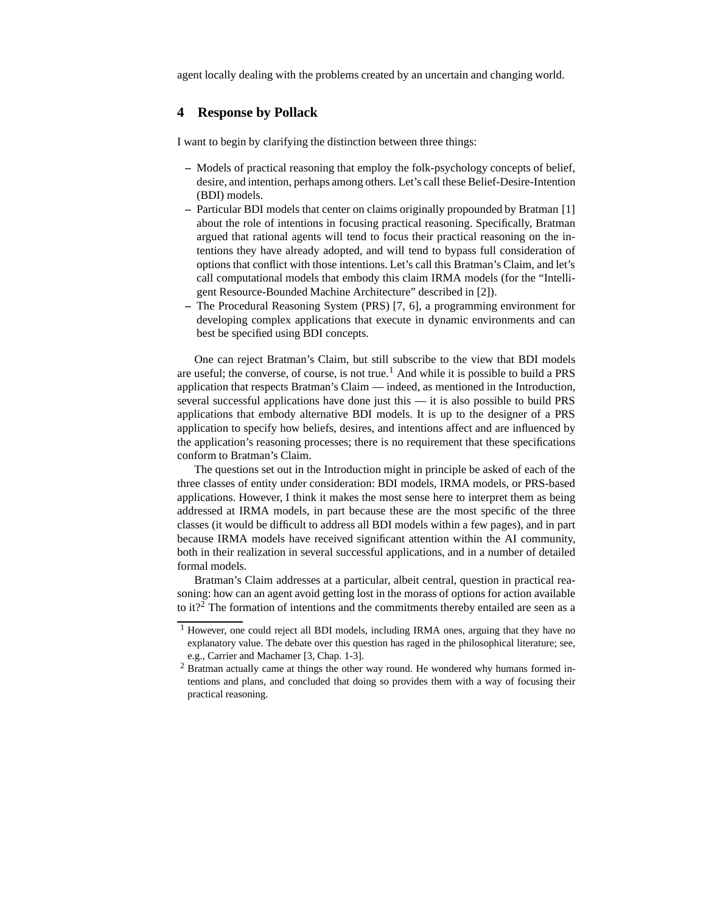agent locally dealing with the problems created by an uncertain and changing world.

## 4 Response by Pollack

I want to begin by clarifying the distinction between three things:

- Models of practical reasoning that employ the folk-psychology concepts of belief, desire, and intention, perhaps among others. Let's call these Belief-Desire-Intention (BDI) models.
- Particular BDI models that center on claims originally propounded by Bratman [1] about the role of intentions in focusing practical reasoning. Specifically, Bratman argued that rational agents will tend to focus their practical reasoning on the intentions they have already adopted, and will tend to bypass full consideration of options that conflict with those intentions. Let's call this Bratman's Claim, and let's call computational models that embody this claim IRMA models (for the "Intelligent Resource-Bounded Machine Architecture" described in [2]).
- The Procedural Reasoning System (PRS) [7, 6], a programming environment for developing complex applications that execute in dynamic environments and can best be specified using BDI concepts.

One can reject Bratman's Claim, but still subscribe to the view that BDI models are useful; the converse, of course, is not true.[1] And while it is possible to build a PRS application that respects Bratman's Claim — indeed, as mentioned in the Introduction, several successful applications have done just this — it is also possible to build PRS applications that embody alternative BDI models. It is up to the designer of a PRS application to specify how beliefs, desires, and intentions affect and are influenced by the application's reasoning processes; there is no requirement that these specifications conform to Bratman's Claim.

The questions set out in the Introduction might in principle be asked of each of the three classes of entity under consideration: BDI models, IRMA models, or PRS-based applications. However, I think it makes the most sense here to interpret them as being addressed at IRMA models, in part because these are the most specific of the three classes (it would be difficult to address all BDI models within a few pages), and in part because IRMA models have received significant attention within the AI community, both in their realization in several successful applications, and in a number of detailed formal models.

Bratman's Claim addresses at a particular, albeit central, question in practical reasoning: how can an agent avoid getting lost in the morass of options for action available to it?[2] The formation of intentions and the commitments thereby entailed are seen as a

[1] However, one could reject all BDI models, including IRMA ones, arguing that they have no explanatory value. The debate over this question has raged in the philosophical literature; see, e.g., Carrier and Machamer [3, Chap. 1-3].

[2] Bratman actually came at things the other way round. He wondered why humans formed intentions and plans, and concluded that doing so provides them with a way of focusing their practical reasoning.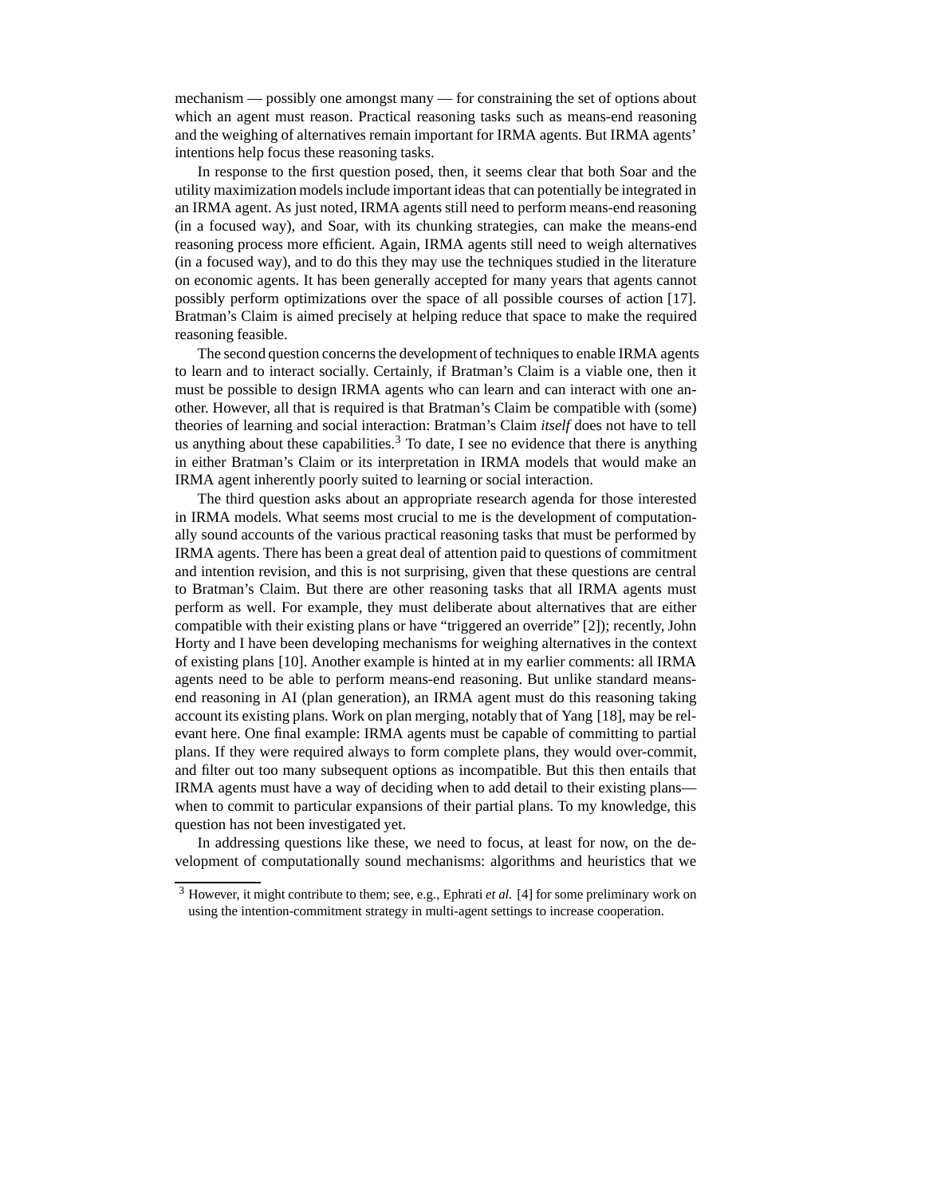mechanism — possibly one amongst many — for constraining the set of options about which an agent must reason. Practical reasoning tasks such as means-end reasoning and the weighing of alternatives remain important for IRMA agents. But IRMA agents' intentions help focus these reasoning tasks.

In response to the first question posed, then, it seems clear that both Soar and the utility maximization models include important ideas that can potentially be integrated in an IRMA agent. As just noted, IRMA agents still need to perform means-end reasoning (in a focused way), and Soar, with its chunking strategies, can make the means-end reasoning process more efficient. Again, IRMA agents still need to weigh alternatives (in a focused way), and to do this they may use the techniques studied in the literature on economic agents. It has been generally accepted for many years that agents cannot possibly perform optimizations over the space of all possible courses of action [17]. Bratman's Claim is aimed precisely at helping reduce that space to make the required reasoning feasible.

The second question concerns the development of techniques to enable IRMA agents to learn and to interact socially. Certainly, if Bratman's Claim is a viable one, then it must be possible to design IRMA agents who can learn and can interact with one another. However, all that is required is that Bratman's Claim be compatible with (some) theories of learning and social interaction: Bratman's Claim *itself* does not have to tell us anything about these capabilities.[3] To date, I see no evidence that there is anything in either Bratman's Claim or its interpretation in IRMA models that would make an IRMA agent inherently poorly suited to learning or social interaction.

The third question asks about an appropriate research agenda for those interested in IRMA models. What seems most crucial to me is the development of computationally sound accounts of the various practical reasoning tasks that must be performed by IRMA agents. There has been a great deal of attention paid to questions of commitment and intention revision, and this is not surprising, given that these questions are central to Bratman's Claim. But there are other reasoning tasks that all IRMA agents must perform as well. For example, they must deliberate about alternatives that are either compatible with their existing plans or have "triggered an override" [2]); recently, John Horty and I have been developing mechanisms for weighing alternatives in the context of existing plans [10]. Another example is hinted at in my earlier comments: all IRMA agents need to be able to perform means-end reasoning. But unlike standard means-end reasoning in AI (plan generation), an IRMA agent must do this reasoning taking account its existing plans. Work on plan merging, notably that of Yang [18], may be relevant here. One final example: IRMA agents must be capable of committing to partial plans. If they were required always to form complete plans, they would over-commit, and filter out too many subsequent options as incompatible. But this then entails that IRMA agents must have a way of deciding when to add detail to their existing plans—when to commit to particular expansions of their partial plans. To my knowledge, this question has not been investigated yet.

In addressing questions like these, we need to focus, at least for now, on the development of computationally sound mechanisms: algorithms and heuristics that we

[3] However, it might contribute to them; see, e.g., Ephrati *et al.* [4] for some preliminary work on using the intention-commitment strategy in multi-agent settings to increase cooperation.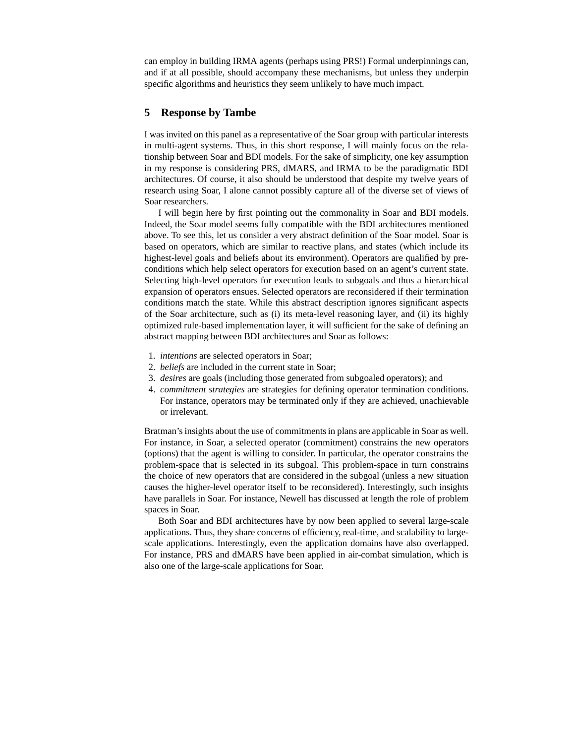can employ in building IRMA agents (perhaps using PRS!) Formal underpinnings can, and if at all possible, should accompany these mechanisms, but unless they underpin specific algorithms and heuristics they seem unlikely to have much impact.

## 5 Response by Tambe

I was invited on this panel as a representative of the Soar group with particular interests in multi-agent systems. Thus, in this short response, I will mainly focus on the relationship between Soar and BDI models. For the sake of simplicity, one key assumption in my response is considering PRS, dMARS, and IRMA to be the paradigmatic BDI architectures. Of course, it also should be understood that despite my twelve years of research using Soar, I alone cannot possibly capture all of the diverse set of views of Soar researchers.

I will begin here by first pointing out the commonality in Soar and BDI models. Indeed, the Soar model seems fully compatible with the BDI architectures mentioned above. To see this, let us consider a very abstract definition of the Soar model. Soar is based on operators, which are similar to reactive plans, and states (which include its highest-level goals and beliefs about its environment). Operators are qualified by preconditions which help select operators for execution based on an agent's current state. Selecting high-level operators for execution leads to subgoals and thus a hierarchical expansion of operators ensues. Selected operators are reconsidered if their termination conditions match the state. While this abstract description ignores significant aspects of the Soar architecture, such as (i) its meta-level reasoning layer, and (ii) its highly optimized rule-based implementation layer, it will sufficient for the sake of defining an abstract mapping between BDI architectures and Soar as follows:

1. *intentions* are selected operators in Soar;
2. *beliefs* are included in the current state in Soar;
3. *desires* are goals (including those generated from subgoaled operators); and
4. *commitment strategies* are strategies for defining operator termination conditions. For instance, operators may be terminated only if they are achieved, unachievable or irrelevant.

Bratman's insights about the use of commitments in plans are applicable in Soar as well. For instance, in Soar, a selected operator (commitment) constrains the new operators (options) that the agent is willing to consider. In particular, the operator constrains the problem-space that is selected in its subgoal. This problem-space in turn constrains the choice of new operators that are considered in the subgoal (unless a new situation causes the higher-level operator itself to be reconsidered). Interestingly, such insights have parallels in Soar. For instance, Newell has discussed at length the role of problem spaces in Soar.

Both Soar and BDI architectures have by now been applied to several large-scale applications. Thus, they share concerns of efficiency, real-time, and scalability to large-scale applications. Interestingly, even the application domains have also overlapped. For instance, PRS and dMARS have been applied in air-combat simulation, which is also one of the large-scale applications for Soar.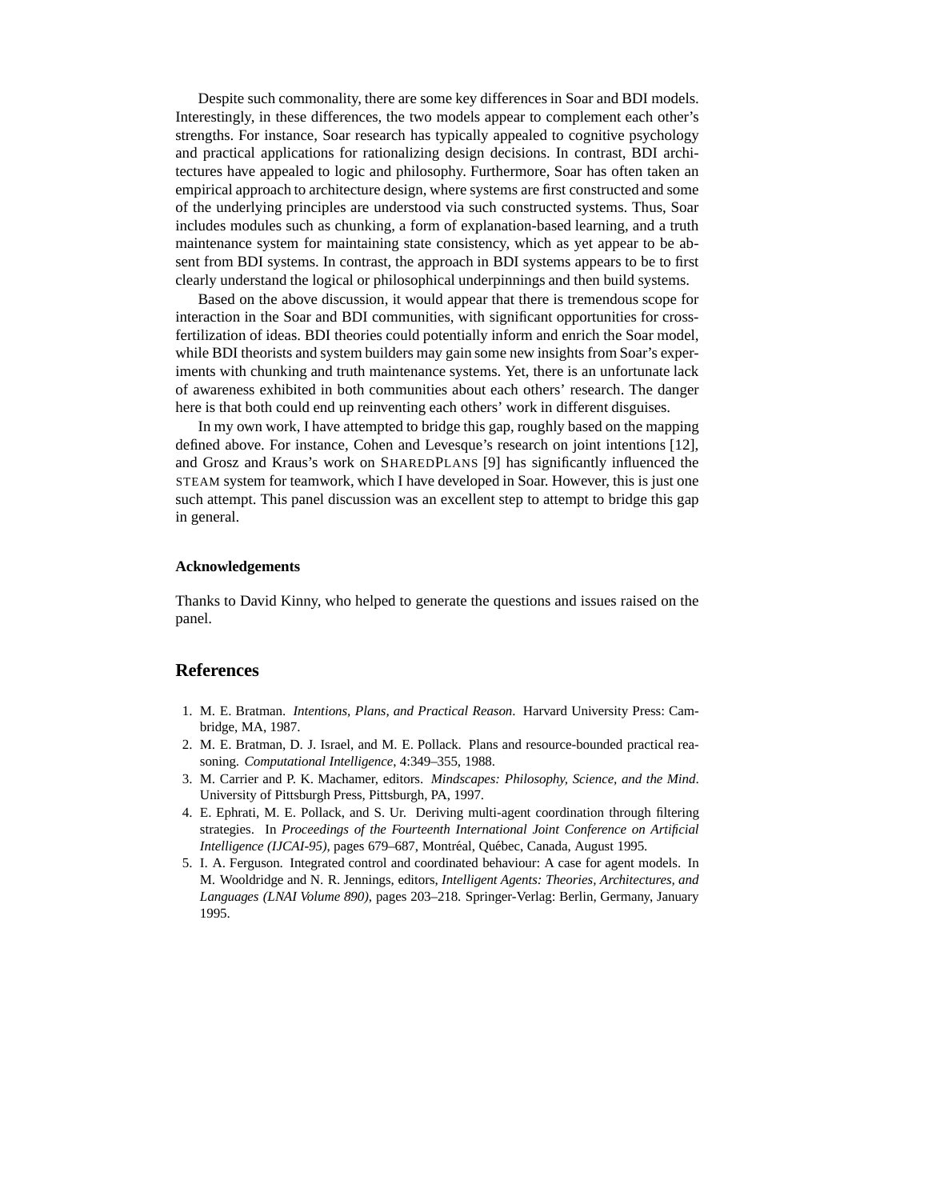Despite such commonality, there are some key differences in Soar and BDI models. Interestingly, in these differences, the two models appear to complement each other's strengths. For instance, Soar research has typically appealed to cognitive psychology and practical applications for rationalizing design decisions. In contrast, BDI architectures have appealed to logic and philosophy. Furthermore, Soar has often taken an empirical approach to architecture design, where systems are first constructed and some of the underlying principles are understood via such constructed systems. Thus, Soar includes modules such as chunking, a form of explanation-based learning, and a truth maintenance system for maintaining state consistency, which as yet appear to be absent from BDI systems. In contrast, the approach in BDI systems appears to be to first clearly understand the logical or philosophical underpinnings and then build systems.

Based on the above discussion, it would appear that there is tremendous scope for interaction in the Soar and BDI communities, with significant opportunities for cross-fertilization of ideas. BDI theories could potentially inform and enrich the Soar model, while BDI theorists and system builders may gain some new insights from Soar's experiments with chunking and truth maintenance systems. Yet, there is an unfortunate lack of awareness exhibited in both communities about each others' research. The danger here is that both could end up reinventing each others' work in different disguises.

In my own work, I have attempted to bridge this gap, roughly based on the mapping defined above. For instance, Cohen and Levesque's research on joint intentions [12], and Grosz and Kraus's work on SHAREDPLANS [9] has significantly influenced the STEAM system for teamwork, which I have developed in Soar. However, this is just one such attempt. This panel discussion was an excellent step to attempt to bridge this gap in general.

### Acknowledgements

Thanks to David Kinny, who helped to generate the questions and issues raised on the panel.

## References

1. M. E. Bratman. *Intentions, Plans, and Practical Reason*. Harvard University Press: Cambridge, MA, 1987.
2. M. E. Bratman, D. J. Israel, and M. E. Pollack. Plans and resource-bounded practical reasoning. *Computational Intelligence*, 4:349–355, 1988.
3. M. Carrier and P. K. Machamer, editors. *Mindscapes: Philosophy, Science, and the Mind*. University of Pittsburgh Press, Pittsburgh, PA, 1997.
4. E. Ephrati, M. E. Pollack, and S. Ur. Deriving multi-agent coordination through filtering strategies. In *Proceedings of the Fourteenth International Joint Conference on Artificial Intelligence (IJCAI-95)*, pages 679–687, Montréal, Québec, Canada, August 1995.
5. I. A. Ferguson. Integrated control and coordinated behaviour: A case for agent models. In M. Wooldridge and N. R. Jennings, editors, *Intelligent Agents: Theories, Architectures, and Languages (LNAI Volume 890)*, pages 203–218. Springer-Verlag: Berlin, Germany, January 1995.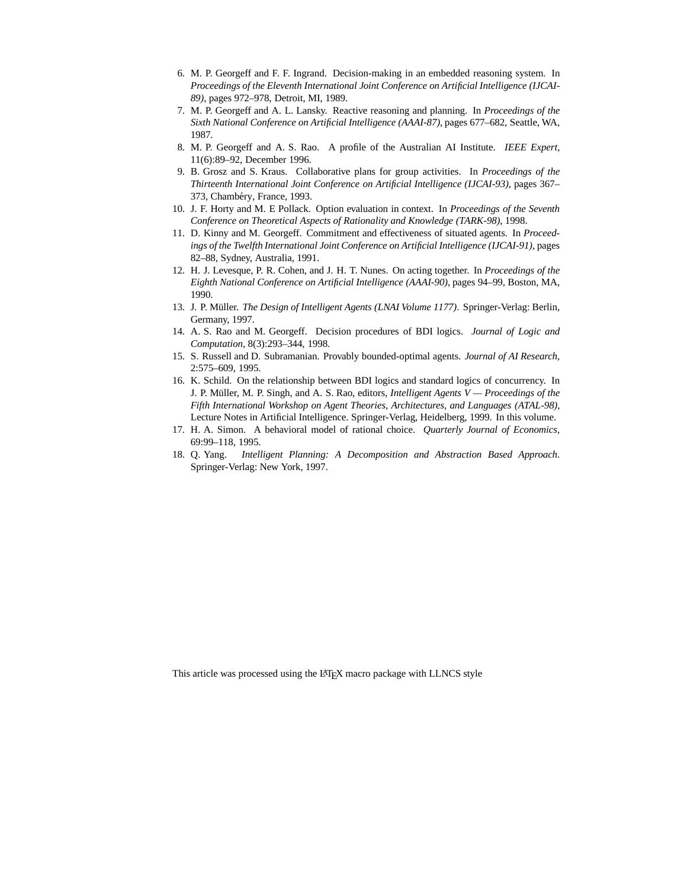6. M. P. Georgeff and F. F. Ingrand. Decision-making in an embedded reasoning system. In *Proceedings of the Eleventh International Joint Conference on Artificial Intelligence (IJCAI-89)*, pages 972–978, Detroit, MI, 1989.
7. M. P. Georgeff and A. L. Lansky. Reactive reasoning and planning. In *Proceedings of the Sixth National Conference on Artificial Intelligence (AAAI-87)*, pages 677–682, Seattle, WA, 1987.
8. M. P. Georgeff and A. S. Rao. A profile of the Australian AI Institute. *IEEE Expert*, 11(6):89–92, December 1996.
9. B. Grosz and S. Kraus. Collaborative plans for group activities. In *Proceedings of the Thirteenth International Joint Conference on Artificial Intelligence (IJCAI-93)*, pages 367–373, Chambéry, France, 1993.
10. J. F. Horty and M. E Pollack. Option evaluation in context. In *Proceedings of the Seventh Conference on Theoretical Aspects of Rationality and Knowledge (TARK-98)*, 1998.
11. D. Kinny and M. Georgeff. Commitment and effectiveness of situated agents. In *Proceedings of the Twelfth International Joint Conference on Artificial Intelligence (IJCAI-91)*, pages 82–88, Sydney, Australia, 1991.
12. H. J. Levesque, P. R. Cohen, and J. H. T. Nunes. On acting together. In *Proceedings of the Eighth National Conference on Artificial Intelligence (AAAI-90)*, pages 94–99, Boston, MA, 1990.
13. J. P. Müller. *The Design of Intelligent Agents (LNAI Volume 1177)*. Springer-Verlag: Berlin, Germany, 1997.
14. A. S. Rao and M. Georgeff. Decision procedures of BDI logics. *Journal of Logic and Computation*, 8(3):293–344, 1998.
15. S. Russell and D. Subramanian. Provably bounded-optimal agents. *Journal of AI Research*, 2:575–609, 1995.
16. K. Schild. On the relationship between BDI logics and standard logics of concurrency. In J. P. Müller, M. P. Singh, and A. S. Rao, editors, *Intelligent Agents V — Proceedings of the Fifth International Workshop on Agent Theories, Architectures, and Languages (ATAL-98)*, Lecture Notes in Artificial Intelligence. Springer-Verlag, Heidelberg, 1999. In this volume.
17. H. A. Simon. A behavioral model of rational choice. *Quarterly Journal of Economics*, 69:99–118, 1995.
18. Q. Yang. *Intelligent Planning: A Decomposition and Abstraction Based Approach*. Springer-Verlag: New York, 1997.

This article was processed using the LaTeX macro package with LLNCS style